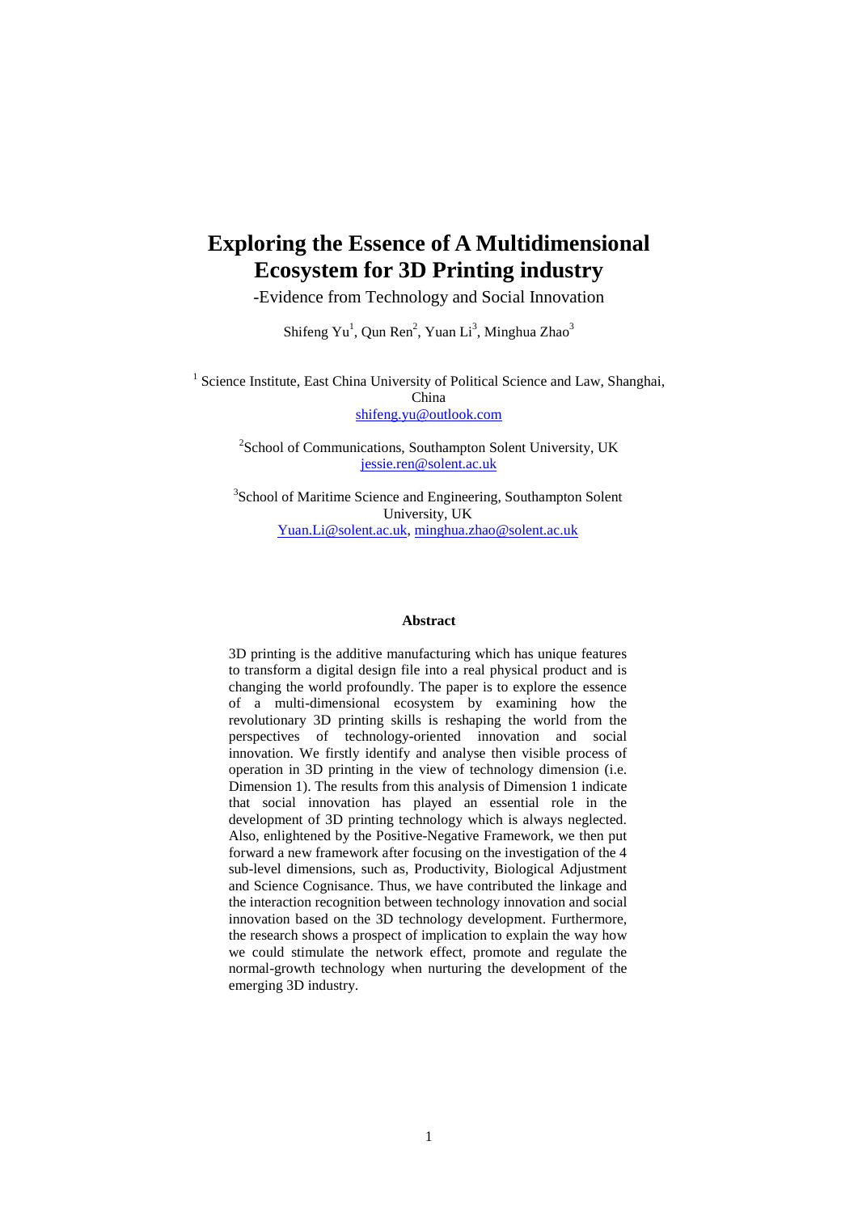# Exploring the Essence of A Multidimensional Ecosystem for 3D Printing industry

-Evidence from Technology and Social Innovation

Shifeng Yu[1], Qun Ren[2], Yuan Li[3], Minghua Zhao[3]

[1] Science Institute, East China University of Political Science and Law, Shanghai, China
shifeng.yu@outlook.com

[2]School of Communications, Southampton Solent University, UK
jessie.ren@solent.ac.uk

[3]School of Maritime Science and Engineering, Southampton Solent University, UK
Yuan.Li@solent.ac.uk, minghua.zhao@solent.ac.uk

## Abstract

3D printing is the additive manufacturing which has unique features to transform a digital design file into a real physical product and is changing the world profoundly. The paper is to explore the essence of a multi-dimensional ecosystem by examining how the revolutionary 3D printing skills is reshaping the world from the perspectives of technology-oriented innovation and social innovation. We firstly identify and analyse then visible process of operation in 3D printing in the view of technology dimension (i.e. Dimension 1). The results from this analysis of Dimension 1 indicate that social innovation has played an essential role in the development of 3D printing technology which is always neglected. Also, enlightened by the Positive-Negative Framework, we then put forward a new framework after focusing on the investigation of the 4 sub-level dimensions, such as, Productivity, Biological Adjustment and Science Cognisance. Thus, we have contributed the linkage and the interaction recognition between technology innovation and social innovation based on the 3D technology development. Furthermore, the research shows a prospect of implication to explain the way how we could stimulate the network effect, promote and regulate the normal-growth technology when nurturing the development of the emerging 3D industry.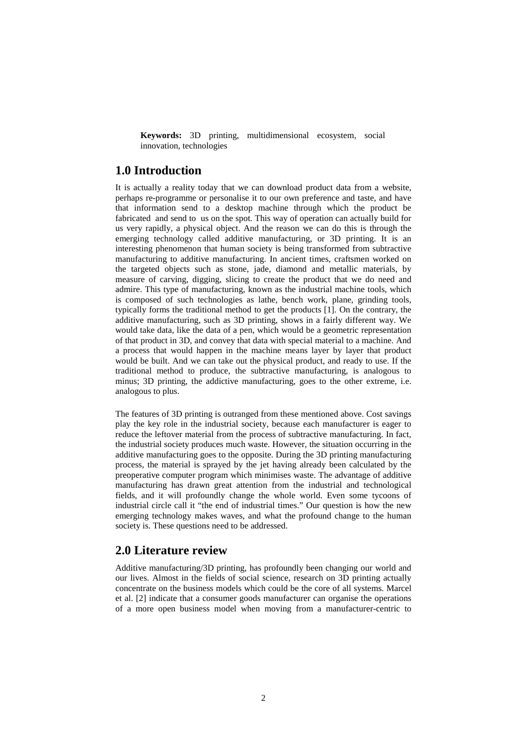**Keywords:** 3D printing, multidimensional ecosystem, social innovation, technologies

## 1.0 Introduction

It is actually a reality today that we can download product data from a website, perhaps re-programme or personalise it to our own preference and taste, and have that information send to a desktop machine through which the product be fabricated and send to us on the spot. This way of operation can actually build for us very rapidly, a physical object. And the reason we can do this is through the emerging technology called additive manufacturing, or 3D printing. It is an interesting phenomenon that human society is being transformed from subtractive manufacturing to additive manufacturing. In ancient times, craftsmen worked on the targeted objects such as stone, jade, diamond and metallic materials, by measure of carving, digging, slicing to create the product that we do need and admire. This type of manufacturing, known as the industrial machine tools, which is composed of such technologies as lathe, bench work, plane, grinding tools, typically forms the traditional method to get the products [1]. On the contrary, the additive manufacturing, such as 3D printing, shows in a fairly different way. We would take data, like the data of a pen, which would be a geometric representation of that product in 3D, and convey that data with special material to a machine. And a process that would happen in the machine means layer by layer that product would be built. And we can take out the physical product, and ready to use. If the traditional method to produce, the subtractive manufacturing, is analogous to minus; 3D printing, the addictive manufacturing, goes to the other extreme, i.e. analogous to plus.

The features of 3D printing is outranged from these mentioned above. Cost savings play the key role in the industrial society, because each manufacturer is eager to reduce the leftover material from the process of subtractive manufacturing. In fact, the industrial society produces much waste. However, the situation occurring in the additive manufacturing goes to the opposite. During the 3D printing manufacturing process, the material is sprayed by the jet having already been calculated by the preoperative computer program which minimises waste. The advantage of additive manufacturing has drawn great attention from the industrial and technological fields, and it will profoundly change the whole world. Even some tycoons of industrial circle call it "the end of industrial times." Our question is how the new emerging technology makes waves, and what the profound change to the human society is. These questions need to be addressed.

## 2.0 Literature review

Additive manufacturing/3D printing, has profoundly been changing our world and our lives. Almost in the fields of social science, research on 3D printing actually concentrate on the business models which could be the core of all systems. Marcel et al. [2] indicate that a consumer goods manufacturer can organise the operations of a more open business model when moving from a manufacturer-centric to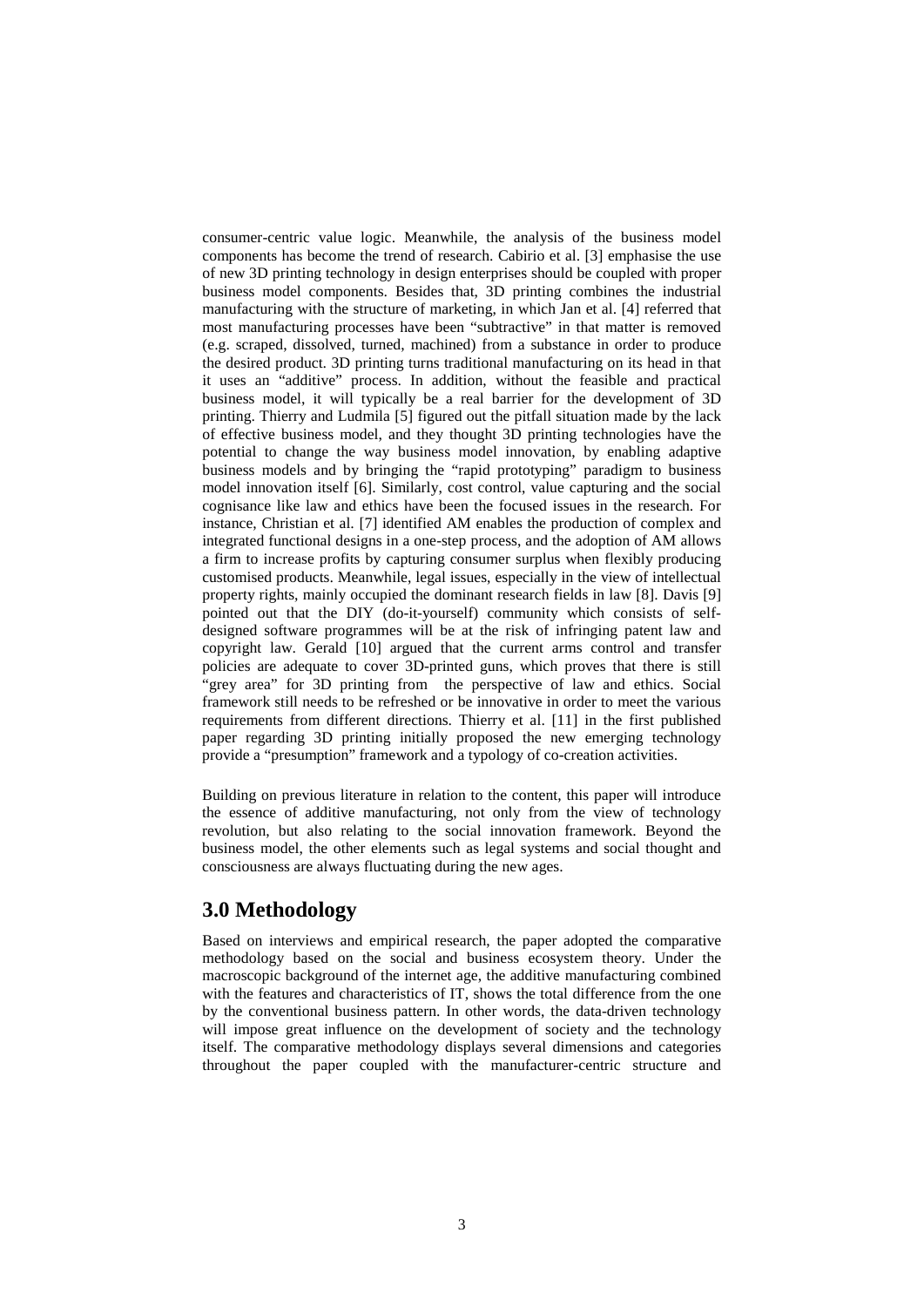consumer-centric value logic. Meanwhile, the analysis of the business model components has become the trend of research. Cabirio et al. [3] emphasise the use of new 3D printing technology in design enterprises should be coupled with proper business model components. Besides that, 3D printing combines the industrial manufacturing with the structure of marketing, in which Jan et al. [4] referred that most manufacturing processes have been "subtractive" in that matter is removed (e.g. scraped, dissolved, turned, machined) from a substance in order to produce the desired product. 3D printing turns traditional manufacturing on its head in that it uses an "additive" process. In addition, without the feasible and practical business model, it will typically be a real barrier for the development of 3D printing. Thierry and Ludmila [5] figured out the pitfall situation made by the lack of effective business model, and they thought 3D printing technologies have the potential to change the way business model innovation, by enabling adaptive business models and by bringing the "rapid prototyping" paradigm to business model innovation itself [6]. Similarly, cost control, value capturing and the social cognisance like law and ethics have been the focused issues in the research. For instance, Christian et al. [7] identified AM enables the production of complex and integrated functional designs in a one-step process, and the adoption of AM allows a firm to increase profits by capturing consumer surplus when flexibly producing customised products. Meanwhile, legal issues, especially in the view of intellectual property rights, mainly occupied the dominant research fields in law [8]. Davis [9] pointed out that the DIY (do-it-yourself) community which consists of self-designed software programmes will be at the risk of infringing patent law and copyright law. Gerald [10] argued that the current arms control and transfer policies are adequate to cover 3D-printed guns, which proves that there is still "grey area" for 3D printing from the perspective of law and ethics. Social framework still needs to be refreshed or be innovative in order to meet the various requirements from different directions. Thierry et al. [11] in the first published paper regarding 3D printing initially proposed the new emerging technology provide a "presumption" framework and a typology of co-creation activities.

Building on previous literature in relation to the content, this paper will introduce the essence of additive manufacturing, not only from the view of technology revolution, but also relating to the social innovation framework. Beyond the business model, the other elements such as legal systems and social thought and consciousness are always fluctuating during the new ages.

## 3.0 Methodology

Based on interviews and empirical research, the paper adopted the comparative methodology based on the social and business ecosystem theory. Under the macroscopic background of the internet age, the additive manufacturing combined with the features and characteristics of IT, shows the total difference from the one by the conventional business pattern. In other words, the data-driven technology will impose great influence on the development of society and the technology itself. The comparative methodology displays several dimensions and categories throughout the paper coupled with the manufacturer-centric structure and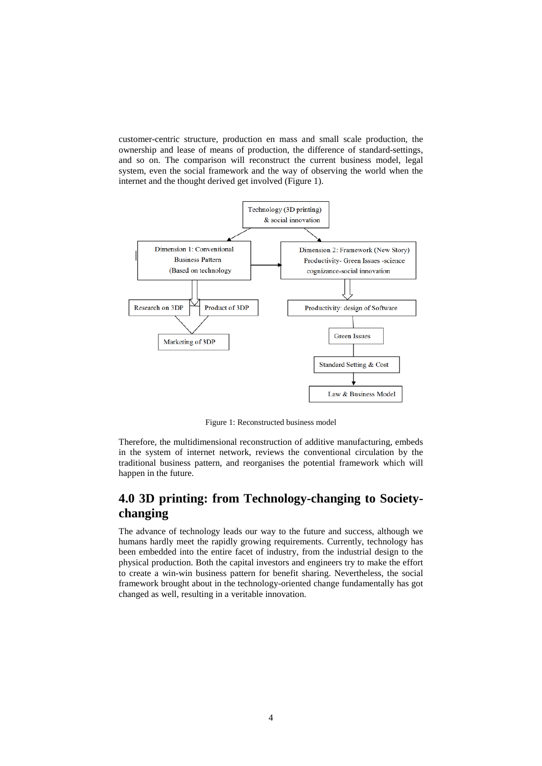customer-centric structure, production en mass and small scale production, the ownership and lease of means of production, the difference of standard-settings, and so on. The comparison will reconstruct the current business model, legal system, even the social framework and the way of observing the world when the internet and the thought derived get involved (Figure 1).

Figure 1: Reconstructed business model

Therefore, the multidimensional reconstruction of additive manufacturing, embeds in the system of internet network, reviews the conventional circulation by the traditional business pattern, and reorganises the potential framework which will happen in the future.

## 4.0 3D printing: from Technology-changing to Society-changing

The advance of technology leads our way to the future and success, although we humans hardly meet the rapidly growing requirements. Currently, technology has been embedded into the entire facet of industry, from the industrial design to the physical production. Both the capital investors and engineers try to make the effort to create a win-win business pattern for benefit sharing. Nevertheless, the social framework brought about in the technology-oriented change fundamentally has got changed as well, resulting in a veritable innovation.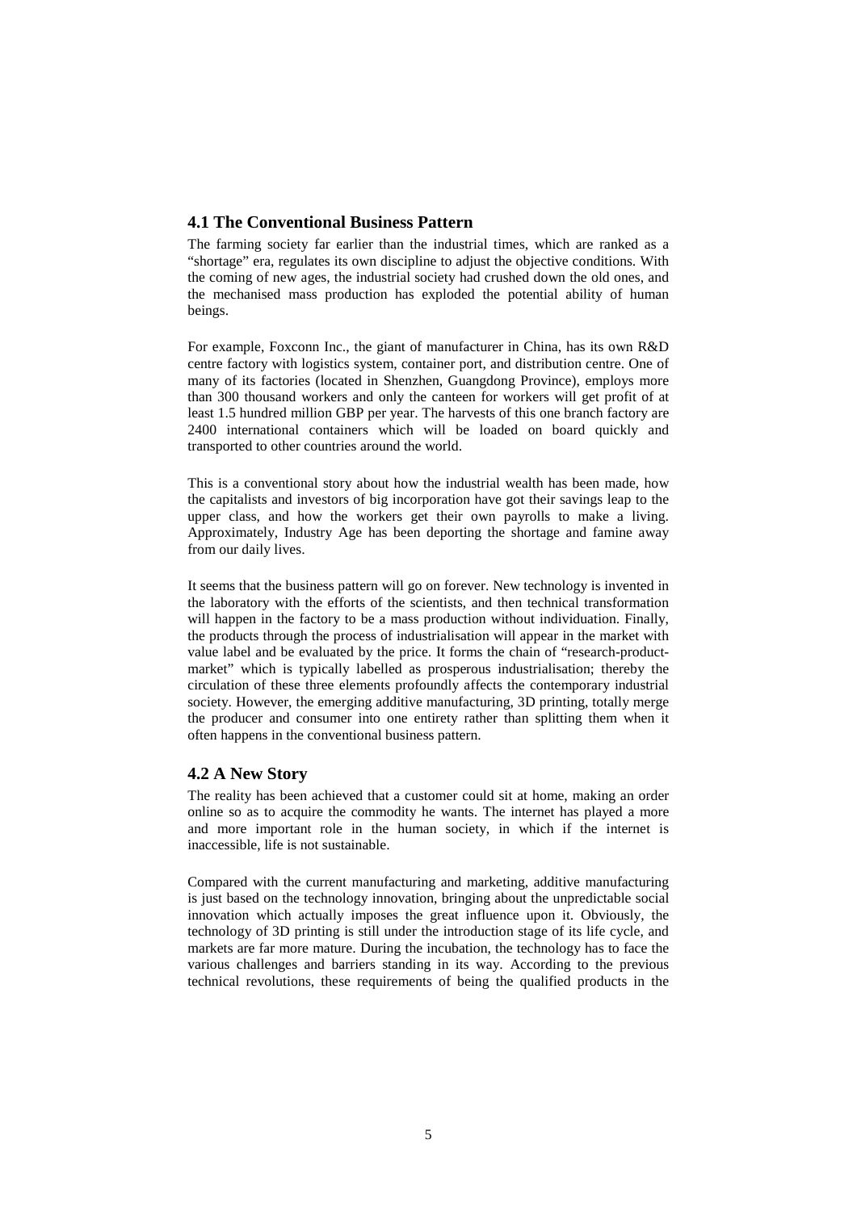## 4.1 The Conventional Business Pattern

The farming society far earlier than the industrial times, which are ranked as a "shortage" era, regulates its own discipline to adjust the objective conditions. With the coming of new ages, the industrial society had crushed down the old ones, and the mechanised mass production has exploded the potential ability of human beings.

For example, Foxconn Inc., the giant of manufacturer in China, has its own R&D centre factory with logistics system, container port, and distribution centre. One of many of its factories (located in Shenzhen, Guangdong Province), employs more than 300 thousand workers and only the canteen for workers will get profit of at least 1.5 hundred million GBP per year. The harvests of this one branch factory are 2400 international containers which will be loaded on board quickly and transported to other countries around the world.

This is a conventional story about how the industrial wealth has been made, how the capitalists and investors of big incorporation have got their savings leap to the upper class, and how the workers get their own payrolls to make a living. Approximately, Industry Age has been deporting the shortage and famine away from our daily lives.

It seems that the business pattern will go on forever. New technology is invented in the laboratory with the efforts of the scientists, and then technical transformation will happen in the factory to be a mass production without individuation. Finally, the products through the process of industrialisation will appear in the market with value label and be evaluated by the price. It forms the chain of "research-product-market" which is typically labelled as prosperous industrialisation; thereby the circulation of these three elements profoundly affects the contemporary industrial society. However, the emerging additive manufacturing, 3D printing, totally merge the producer and consumer into one entirety rather than splitting them when it often happens in the conventional business pattern.

## 4.2 A New Story

The reality has been achieved that a customer could sit at home, making an order online so as to acquire the commodity he wants. The internet has played a more and more important role in the human society, in which if the internet is inaccessible, life is not sustainable.

Compared with the current manufacturing and marketing, additive manufacturing is just based on the technology innovation, bringing about the unpredictable social innovation which actually imposes the great influence upon it. Obviously, the technology of 3D printing is still under the introduction stage of its life cycle, and markets are far more mature. During the incubation, the technology has to face the various challenges and barriers standing in its way. According to the previous technical revolutions, these requirements of being the qualified products in the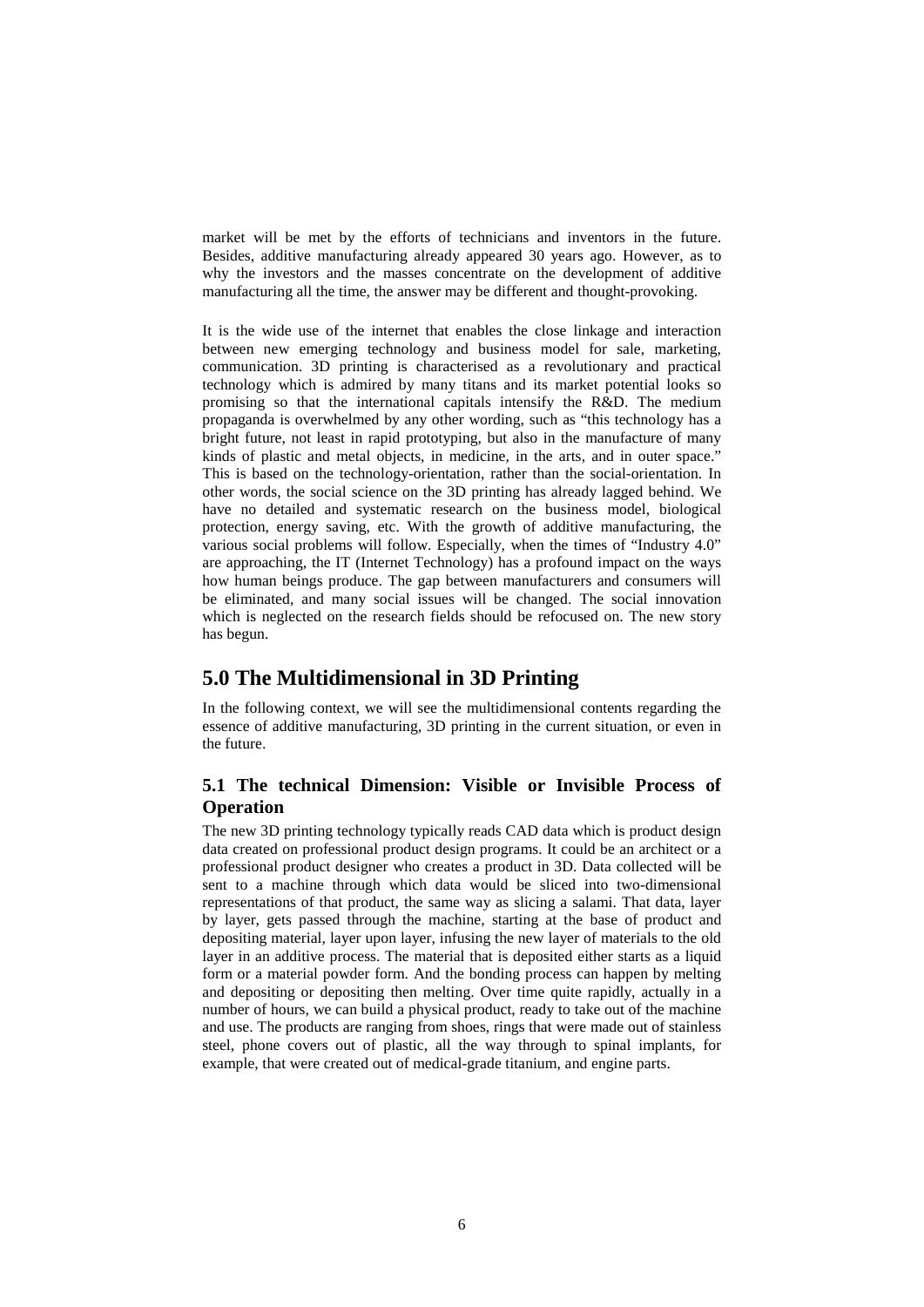market will be met by the efforts of technicians and inventors in the future. Besides, additive manufacturing already appeared 30 years ago. However, as to why the investors and the masses concentrate on the development of additive manufacturing all the time, the answer may be different and thought-provoking.

It is the wide use of the internet that enables the close linkage and interaction between new emerging technology and business model for sale, marketing, communication. 3D printing is characterised as a revolutionary and practical technology which is admired by many titans and its market potential looks so promising so that the international capitals intensify the R&D. The medium propaganda is overwhelmed by any other wording, such as "this technology has a bright future, not least in rapid prototyping, but also in the manufacture of many kinds of plastic and metal objects, in medicine, in the arts, and in outer space." This is based on the technology-orientation, rather than the social-orientation. In other words, the social science on the 3D printing has already lagged behind. We have no detailed and systematic research on the business model, biological protection, energy saving, etc. With the growth of additive manufacturing, the various social problems will follow. Especially, when the times of "Industry 4.0" are approaching, the IT (Internet Technology) has a profound impact on the ways how human beings produce. The gap between manufacturers and consumers will be eliminated, and many social issues will be changed. The social innovation which is neglected on the research fields should be refocused on. The new story has begun.

## 5.0 The Multidimensional in 3D Printing

In the following context, we will see the multidimensional contents regarding the essence of additive manufacturing, 3D printing in the current situation, or even in the future.

### 5.1 The technical Dimension: Visible or Invisible Process of Operation

The new 3D printing technology typically reads CAD data which is product design data created on professional product design programs. It could be an architect or a professional product designer who creates a product in 3D. Data collected will be sent to a machine through which data would be sliced into two-dimensional representations of that product, the same way as slicing a salami. That data, layer by layer, gets passed through the machine, starting at the base of product and depositing material, layer upon layer, infusing the new layer of materials to the old layer in an additive process. The material that is deposited either starts as a liquid form or a material powder form. And the bonding process can happen by melting and depositing or depositing then melting. Over time quite rapidly, actually in a number of hours, we can build a physical product, ready to take out of the machine and use. The products are ranging from shoes, rings that were made out of stainless steel, phone covers out of plastic, all the way through to spinal implants, for example, that were created out of medical-grade titanium, and engine parts.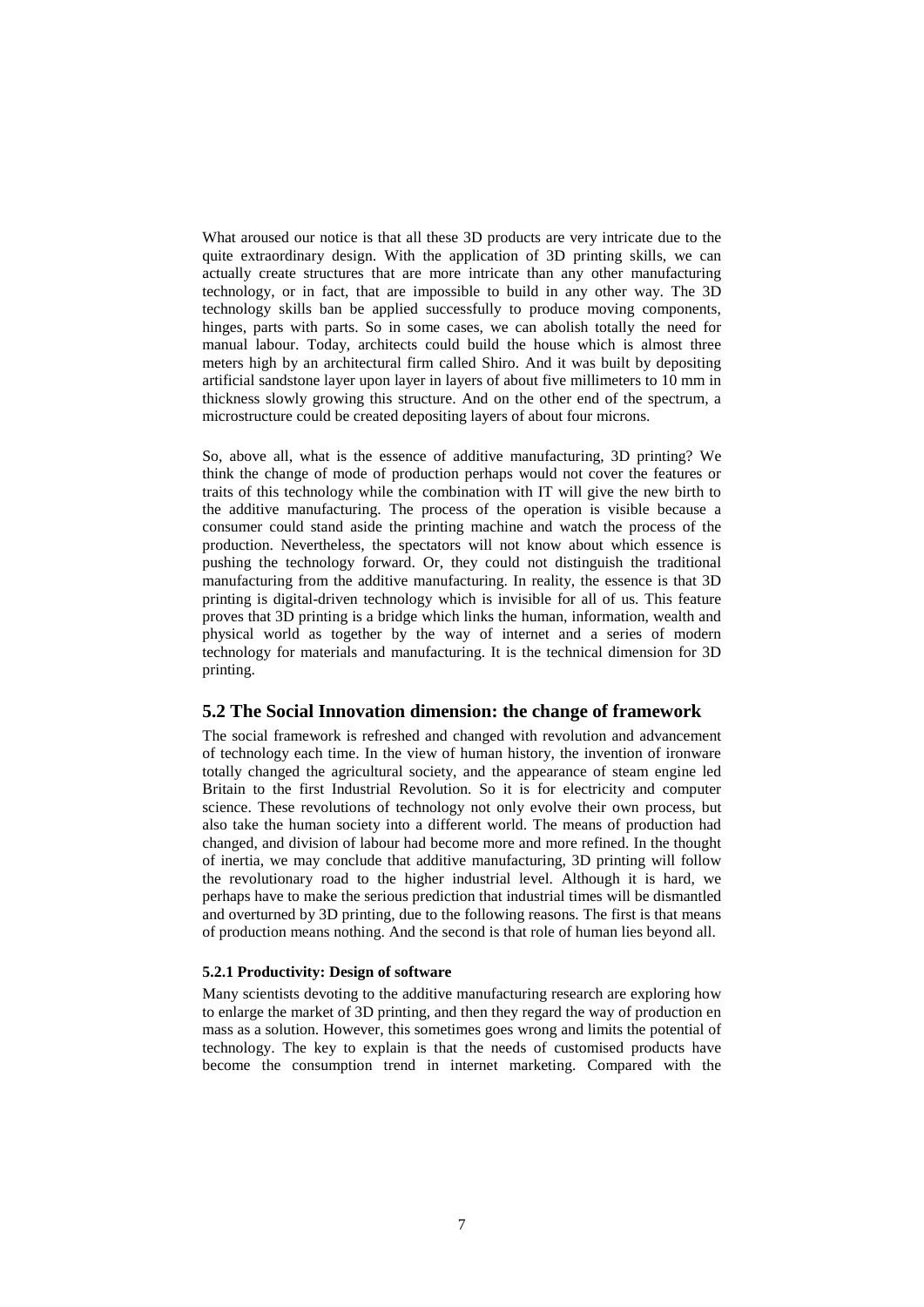What aroused our notice is that all these 3D products are very intricate due to the quite extraordinary design. With the application of 3D printing skills, we can actually create structures that are more intricate than any other manufacturing technology, or in fact, that are impossible to build in any other way. The 3D technology skills ban be applied successfully to produce moving components, hinges, parts with parts. So in some cases, we can abolish totally the need for manual labour. Today, architects could build the house which is almost three meters high by an architectural firm called Shiro. And it was built by depositing artificial sandstone layer upon layer in layers of about five millimeters to 10 mm in thickness slowly growing this structure. And on the other end of the spectrum, a microstructure could be created depositing layers of about four microns.

So, above all, what is the essence of additive manufacturing, 3D printing? We think the change of mode of production perhaps would not cover the features or traits of this technology while the combination with IT will give the new birth to the additive manufacturing. The process of the operation is visible because a consumer could stand aside the printing machine and watch the process of the production. Nevertheless, the spectators will not know about which essence is pushing the technology forward. Or, they could not distinguish the traditional manufacturing from the additive manufacturing. In reality, the essence is that 3D printing is digital-driven technology which is invisible for all of us. This feature proves that 3D printing is a bridge which links the human, information, wealth and physical world as together by the way of internet and a series of modern technology for materials and manufacturing. It is the technical dimension for 3D printing.

## 5.2 The Social Innovation dimension: the change of framework

The social framework is refreshed and changed with revolution and advancement of technology each time. In the view of human history, the invention of ironware totally changed the agricultural society, and the appearance of steam engine led Britain to the first Industrial Revolution. So it is for electricity and computer science. These revolutions of technology not only evolve their own process, but also take the human society into a different world. The means of production had changed, and division of labour had become more and more refined. In the thought of inertia, we may conclude that additive manufacturing, 3D printing will follow the revolutionary road to the higher industrial level. Although it is hard, we perhaps have to make the serious prediction that industrial times will be dismantled and overturned by 3D printing, due to the following reasons. The first is that means of production means nothing. And the second is that role of human lies beyond all.

### 5.2.1 Productivity: Design of software

Many scientists devoting to the additive manufacturing research are exploring how to enlarge the market of 3D printing, and then they regard the way of production en mass as a solution. However, this sometimes goes wrong and limits the potential of technology. The key to explain is that the needs of customised products have become the consumption trend in internet marketing. Compared with the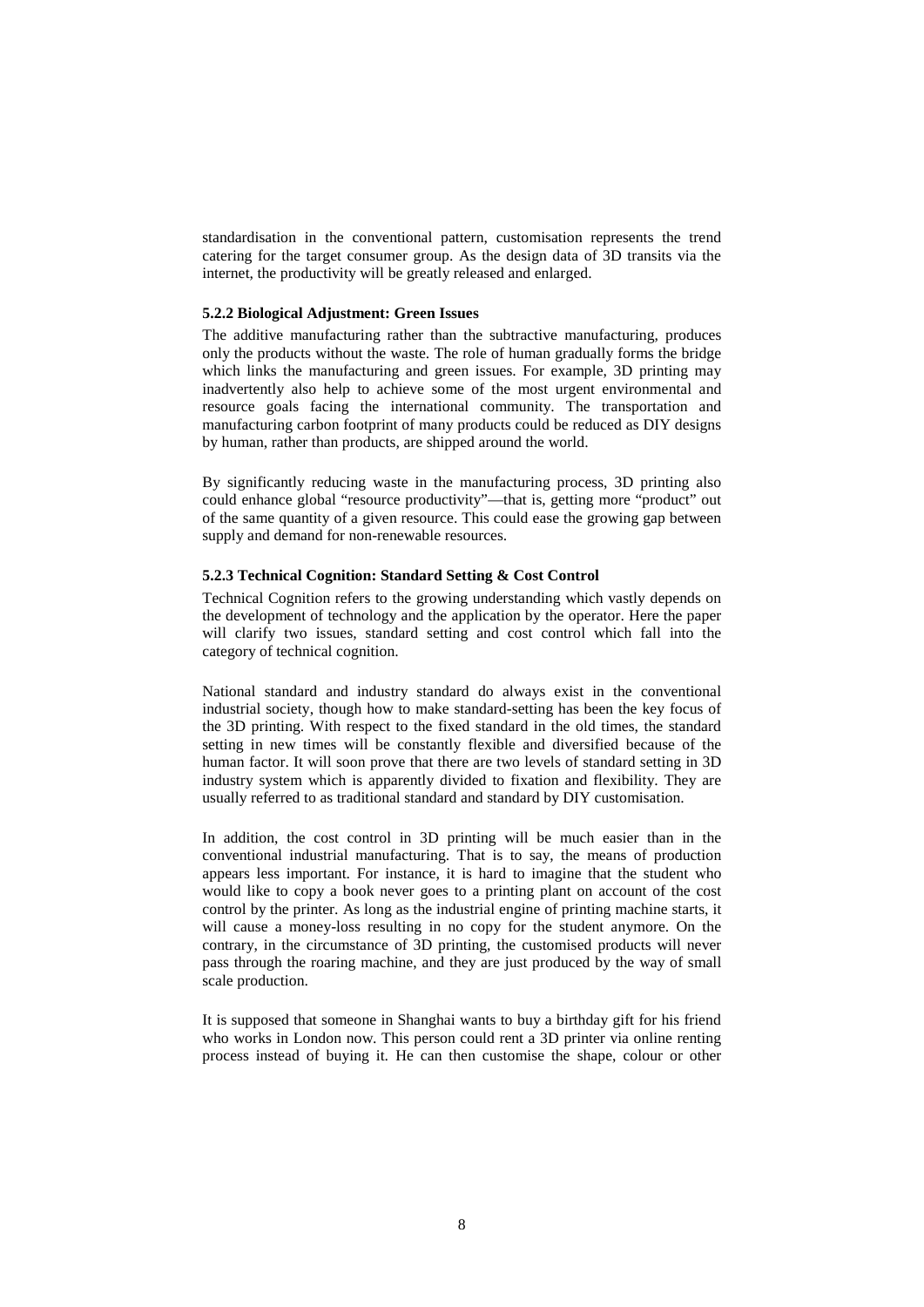standardisation in the conventional pattern, customisation represents the trend catering for the target consumer group. As the design data of 3D transits via the internet, the productivity will be greatly released and enlarged.

#### 5.2.2 Biological Adjustment: Green Issues

The additive manufacturing rather than the subtractive manufacturing, produces only the products without the waste. The role of human gradually forms the bridge which links the manufacturing and green issues. For example, 3D printing may inadvertently also help to achieve some of the most urgent environmental and resource goals facing the international community. The transportation and manufacturing carbon footprint of many products could be reduced as DIY designs by human, rather than products, are shipped around the world.

By significantly reducing waste in the manufacturing process, 3D printing also could enhance global "resource productivity"—that is, getting more "product" out of the same quantity of a given resource. This could ease the growing gap between supply and demand for non-renewable resources.

#### 5.2.3 Technical Cognition: Standard Setting & Cost Control

Technical Cognition refers to the growing understanding which vastly depends on the development of technology and the application by the operator. Here the paper will clarify two issues, standard setting and cost control which fall into the category of technical cognition.

National standard and industry standard do always exist in the conventional industrial society, though how to make standard-setting has been the key focus of the 3D printing. With respect to the fixed standard in the old times, the standard setting in new times will be constantly flexible and diversified because of the human factor. It will soon prove that there are two levels of standard setting in 3D industry system which is apparently divided to fixation and flexibility. They are usually referred to as traditional standard and standard by DIY customisation.

In addition, the cost control in 3D printing will be much easier than in the conventional industrial manufacturing. That is to say, the means of production appears less important. For instance, it is hard to imagine that the student who would like to copy a book never goes to a printing plant on account of the cost control by the printer. As long as the industrial engine of printing machine starts, it will cause a money-loss resulting in no copy for the student anymore. On the contrary, in the circumstance of 3D printing, the customised products will never pass through the roaring machine, and they are just produced by the way of small scale production.

It is supposed that someone in Shanghai wants to buy a birthday gift for his friend who works in London now. This person could rent a 3D printer via online renting process instead of buying it. He can then customise the shape, colour or other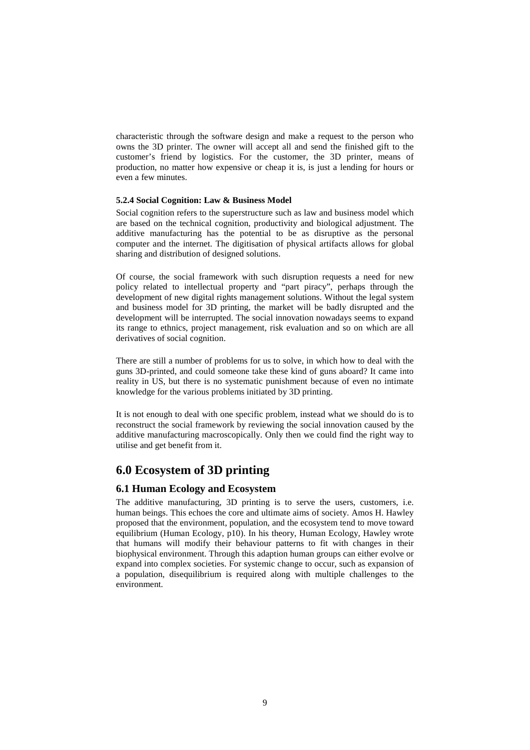characteristic through the software design and make a request to the person who owns the 3D printer. The owner will accept all and send the finished gift to the customer's friend by logistics. For the customer, the 3D printer, means of production, no matter how expensive or cheap it is, is just a lending for hours or even a few minutes.

#### 5.2.4 Social Cognition: Law & Business Model

Social cognition refers to the superstructure such as law and business model which are based on the technical cognition, productivity and biological adjustment. The additive manufacturing has the potential to be as disruptive as the personal computer and the internet. The digitisation of physical artifacts allows for global sharing and distribution of designed solutions.

Of course, the social framework with such disruption requests a need for new policy related to intellectual property and "part piracy", perhaps through the development of new digital rights management solutions. Without the legal system and business model for 3D printing, the market will be badly disrupted and the development will be interrupted. The social innovation nowadays seems to expand its range to ethnics, project management, risk evaluation and so on which are all derivatives of social cognition.

There are still a number of problems for us to solve, in which how to deal with the guns 3D-printed, and could someone take these kind of guns aboard? It came into reality in US, but there is no systematic punishment because of even no intimate knowledge for the various problems initiated by 3D printing.

It is not enough to deal with one specific problem, instead what we should do is to reconstruct the social framework by reviewing the social innovation caused by the additive manufacturing macroscopically. Only then we could find the right way to utilise and get benefit from it.

# 6.0 Ecosystem of 3D printing

## 6.1 Human Ecology and Ecosystem

The additive manufacturing, 3D printing is to serve the users, customers, i.e. human beings. This echoes the core and ultimate aims of society. Amos H. Hawley proposed that the environment, population, and the ecosystem tend to move toward equilibrium (Human Ecology, p10). In his theory, Human Ecology, Hawley wrote that humans will modify their behaviour patterns to fit with changes in their biophysical environment. Through this adaption human groups can either evolve or expand into complex societies. For systemic change to occur, such as expansion of a population, disequilibrium is required along with multiple challenges to the environment.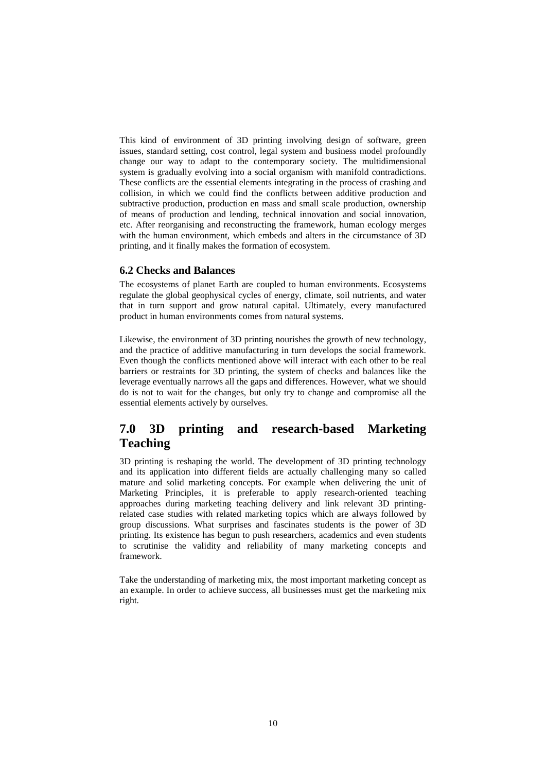This kind of environment of 3D printing involving design of software, green issues, standard setting, cost control, legal system and business model profoundly change our way to adapt to the contemporary society. The multidimensional system is gradually evolving into a social organism with manifold contradictions. These conflicts are the essential elements integrating in the process of crashing and collision, in which we could find the conflicts between additive production and subtractive production, production en mass and small scale production, ownership of means of production and lending, technical innovation and social innovation, etc. After reorganising and reconstructing the framework, human ecology merges with the human environment, which embeds and alters in the circumstance of 3D printing, and it finally makes the formation of ecosystem.

### 6.2 Checks and Balances

The ecosystems of planet Earth are coupled to human environments. Ecosystems regulate the global geophysical cycles of energy, climate, soil nutrients, and water that in turn support and grow natural capital. Ultimately, every manufactured product in human environments comes from natural systems.

Likewise, the environment of 3D printing nourishes the growth of new technology, and the practice of additive manufacturing in turn develops the social framework. Even though the conflicts mentioned above will interact with each other to be real barriers or restraints for 3D printing, the system of checks and balances like the leverage eventually narrows all the gaps and differences. However, what we should do is not to wait for the changes, but only try to change and compromise all the essential elements actively by ourselves.

## 7.0 3D printing and research-based Marketing Teaching

3D printing is reshaping the world. The development of 3D printing technology and its application into different fields are actually challenging many so called mature and solid marketing concepts. For example when delivering the unit of Marketing Principles, it is preferable to apply research-oriented teaching approaches during marketing teaching delivery and link relevant 3D printing-related case studies with related marketing topics which are always followed by group discussions. What surprises and fascinates students is the power of 3D printing. Its existence has begun to push researchers, academics and even students to scrutinise the validity and reliability of many marketing concepts and framework.

Take the understanding of marketing mix, the most important marketing concept as an example. In order to achieve success, all businesses must get the marketing mix right.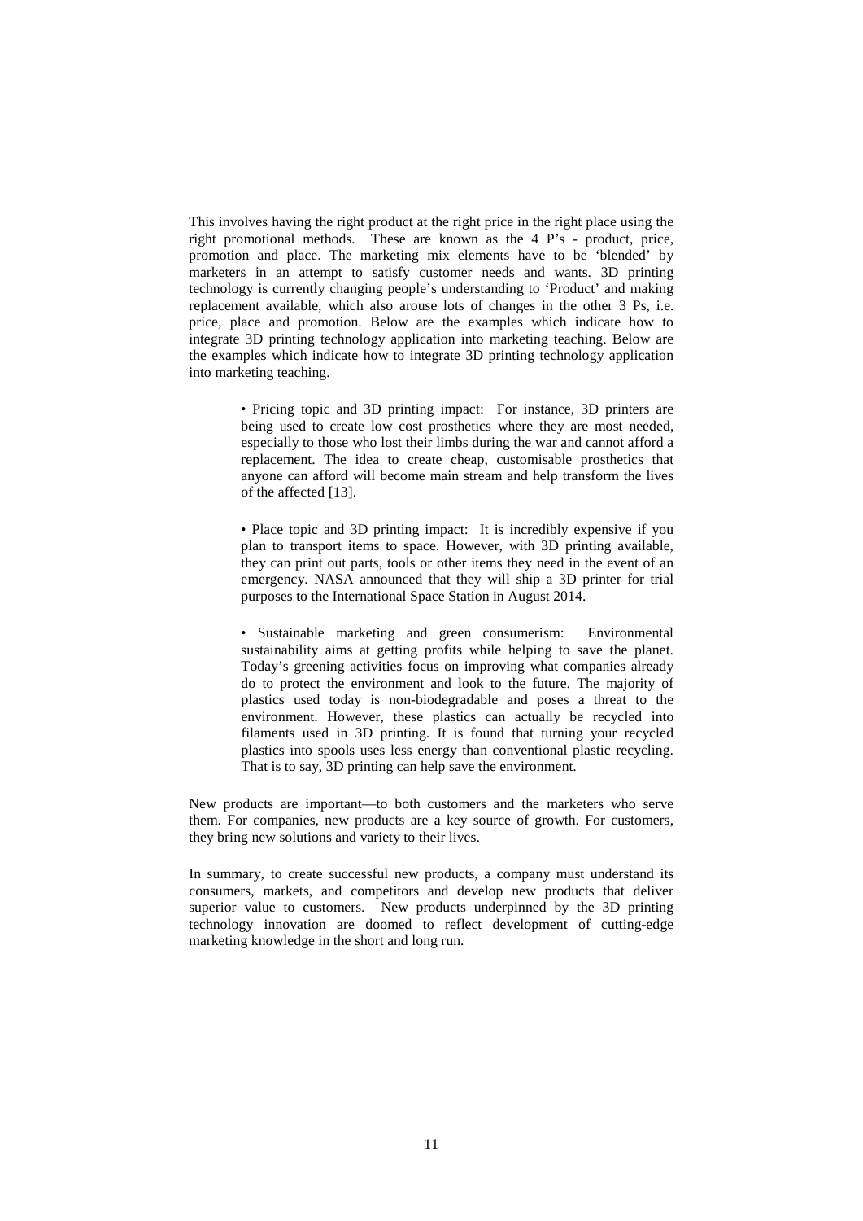This involves having the right product at the right price in the right place using the right promotional methods. These are known as the 4 P's - product, price, promotion and place. The marketing mix elements have to be 'blended' by marketers in an attempt to satisfy customer needs and wants. 3D printing technology is currently changing people's understanding to 'Product' and making replacement available, which also arouse lots of changes in the other 3 Ps, i.e. price, place and promotion. Below are the examples which indicate how to integrate 3D printing technology application into marketing teaching. Below are the examples which indicate how to integrate 3D printing technology application into marketing teaching.

- Pricing topic and 3D printing impact: For instance, 3D printers are being used to create low cost prosthetics where they are most needed, especially to those who lost their limbs during the war and cannot afford a replacement. The idea to create cheap, customisable prosthetics that anyone can afford will become main stream and help transform the lives of the affected [13].

- Place topic and 3D printing impact: It is incredibly expensive if you plan to transport items to space. However, with 3D printing available, they can print out parts, tools or other items they need in the event of an emergency. NASA announced that they will ship a 3D printer for trial purposes to the International Space Station in August 2014.

- Sustainable marketing and green consumerism: Environmental sustainability aims at getting profits while helping to save the planet. Today's greening activities focus on improving what companies already do to protect the environment and look to the future. The majority of plastics used today is non-biodegradable and poses a threat to the environment. However, these plastics can actually be recycled into filaments used in 3D printing. It is found that turning your recycled plastics into spools uses less energy than conventional plastic recycling. That is to say, 3D printing can help save the environment.

New products are important—to both customers and the marketers who serve them. For companies, new products are a key source of growth. For customers, they bring new solutions and variety to their lives.

In summary, to create successful new products, a company must understand its consumers, markets, and competitors and develop new products that deliver superior value to customers. New products underpinned by the 3D printing technology innovation are doomed to reflect development of cutting-edge marketing knowledge in the short and long run.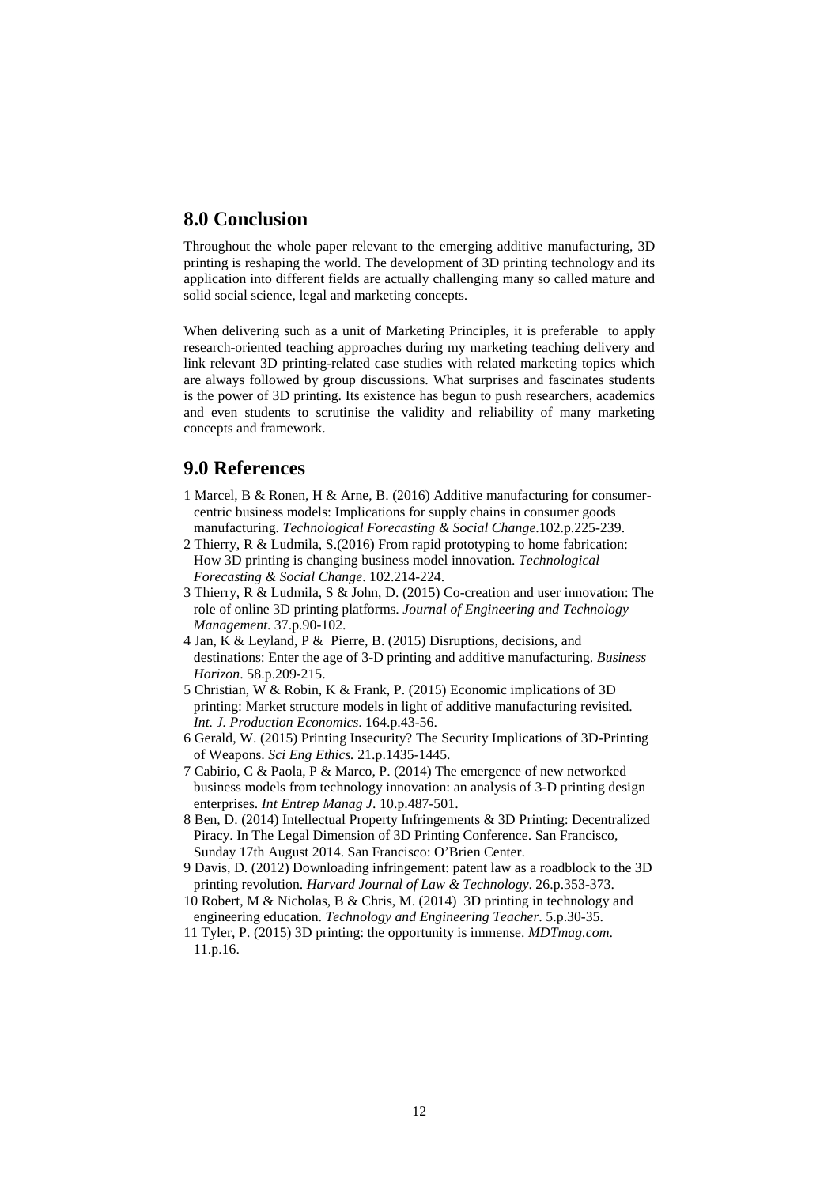## 8.0 Conclusion

Throughout the whole paper relevant to the emerging additive manufacturing, 3D printing is reshaping the world. The development of 3D printing technology and its application into different fields are actually challenging many so called mature and solid social science, legal and marketing concepts.

When delivering such as a unit of Marketing Principles, it is preferable to apply research-oriented teaching approaches during my marketing teaching delivery and link relevant 3D printing-related case studies with related marketing topics which are always followed by group discussions. What surprises and fascinates students is the power of 3D printing. Its existence has begun to push researchers, academics and even students to scrutinise the validity and reliability of many marketing concepts and framework.

## 9.0 References

1 Marcel, B & Ronen, H & Arne, B. (2016) Additive manufacturing for consumer-centric business models: Implications for supply chains in consumer goods manufacturing. *Technological Forecasting & Social Change*.102.p.225-239.

2 Thierry, R & Ludmila, S.(2016) From rapid prototyping to home fabrication: How 3D printing is changing business model innovation. *Technological Forecasting & Social Change*. 102.214-224.

3 Thierry, R & Ludmila, S & John, D. (2015) Co-creation and user innovation: The role of online 3D printing platforms. *Journal of Engineering and Technology Management*. 37.p.90-102.

4 Jan, K & Leyland, P & Pierre, B. (2015) Disruptions, decisions, and destinations: Enter the age of 3-D printing and additive manufacturing. *Business Horizon*. 58.p.209-215.

5 Christian, W & Robin, K & Frank, P. (2015) Economic implications of 3D printing: Market structure models in light of additive manufacturing revisited. *Int. J. Production Economics*. 164.p.43-56.

6 Gerald, W. (2015) Printing Insecurity? The Security Implications of 3D-Printing of Weapons. *Sci Eng Ethics.* 21.p.1435-1445.

7 Cabirio, C & Paola, P & Marco, P. (2014) The emergence of new networked business models from technology innovation: an analysis of 3-D printing design enterprises. *Int Entrep Manag J*. 10.p.487-501.

8 Ben, D. (2014) Intellectual Property Infringements & 3D Printing: Decentralized Piracy. In The Legal Dimension of 3D Printing Conference. San Francisco, Sunday 17th August 2014. San Francisco: O'Brien Center.

9 Davis, D. (2012) Downloading infringement: patent law as a roadblock to the 3D printing revolution. *Harvard Journal of Law & Technology*. 26.p.353-373.

10 Robert, M & Nicholas, B & Chris, M. (2014) 3D printing in technology and engineering education. *Technology and Engineering Teacher*. 5.p.30-35.

11 Tyler, P. (2015) 3D printing: the opportunity is immense. *MDTmag.com*. 11.p.16.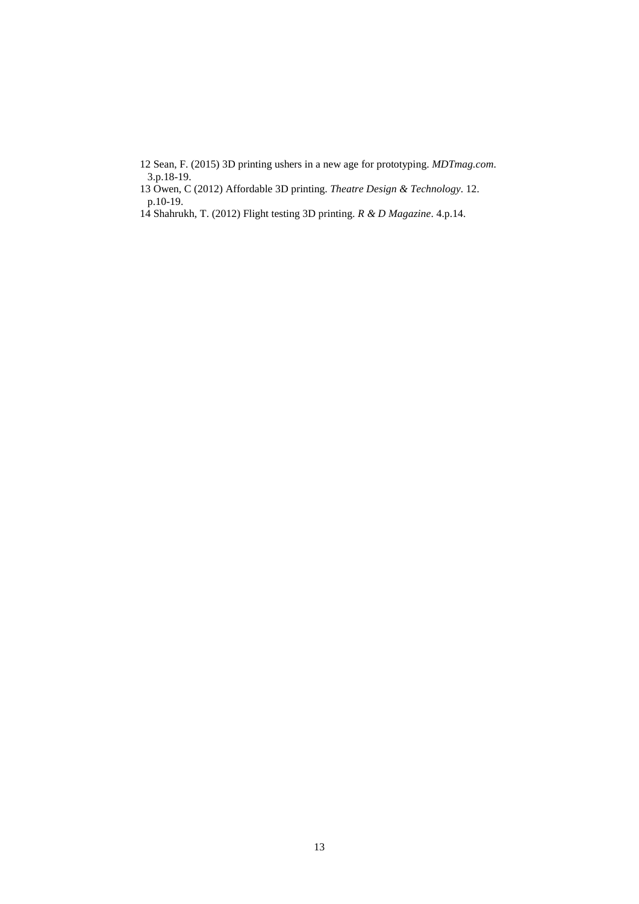12 Sean, F. (2015) 3D printing ushers in a new age for prototyping. *MDTmag.com*. 3.p.18-19.

13 Owen, C (2012) Affordable 3D printing. *Theatre Design & Technology*. 12. p.10-19.

14 Shahrukh, T. (2012) Flight testing 3D printing. *R & D Magazine*. 4.p.14.